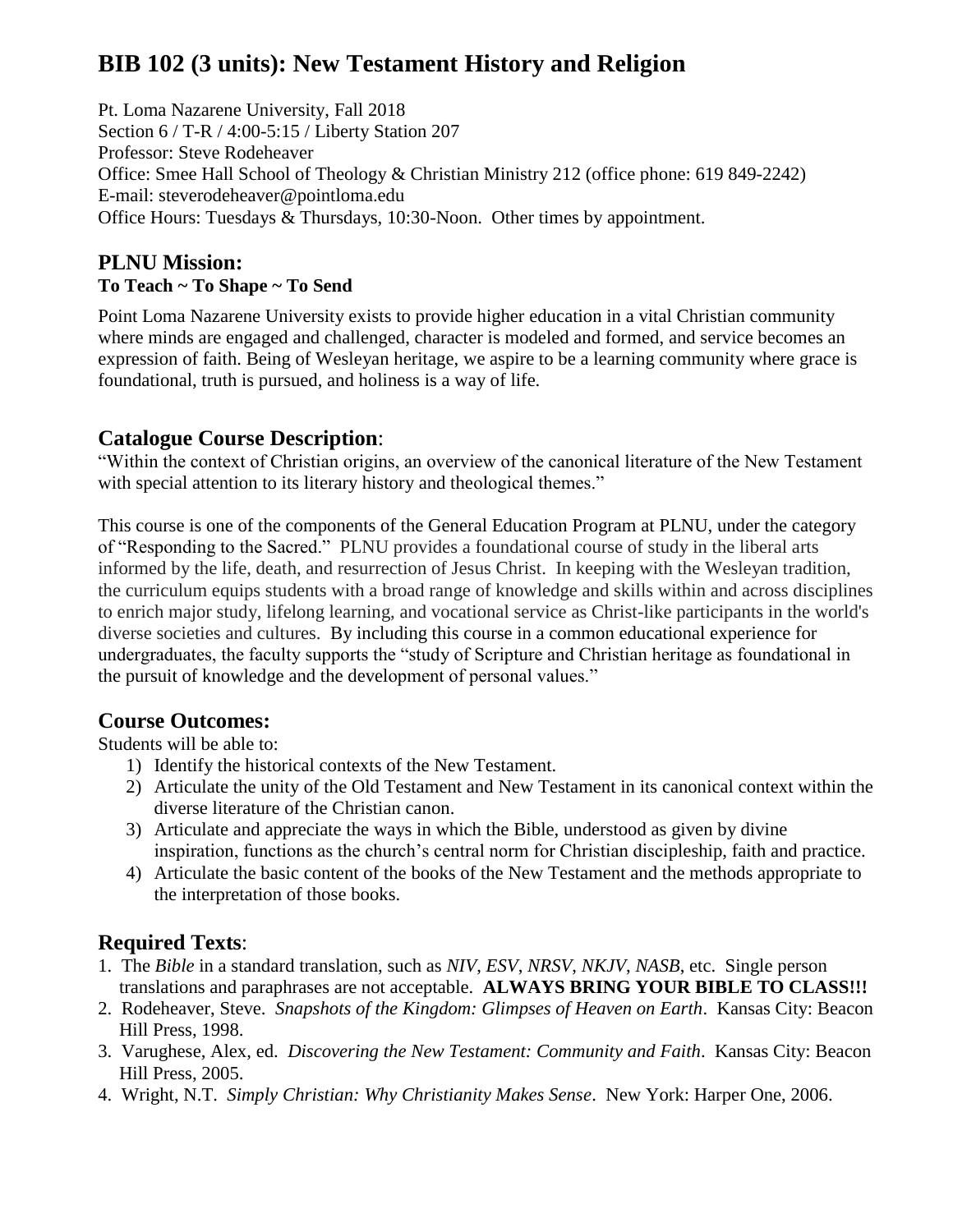# BIB 102 (3 units): New Testament History and Religion

Pt. Loma Nazarene University, Fall 2018
Section 6 / T-R / 4:00-5:15 / Liberty Station 207
Professor: Steve Rodeheaver
Office: Smee Hall School of Theology & Christian Ministry 212 (office phone: 619 849-2242)
E-mail: steverodeheaver@pointloma.edu
Office Hours: Tuesdays & Thursdays, 10:30-Noon. Other times by appointment.

## PLNU Mission:

**To Teach ~ To Shape ~ To Send**

Point Loma Nazarene University exists to provide higher education in a vital Christian community where minds are engaged and challenged, character is modeled and formed, and service becomes an expression of faith. Being of Wesleyan heritage, we aspire to be a learning community where grace is foundational, truth is pursued, and holiness is a way of life.

## Catalogue Course Description:

"Within the context of Christian origins, an overview of the canonical literature of the New Testament with special attention to its literary history and theological themes."

This course is one of the components of the General Education Program at PLNU, under the category of "Responding to the Sacred." PLNU provides a foundational course of study in the liberal arts informed by the life, death, and resurrection of Jesus Christ. In keeping with the Wesleyan tradition, the curriculum equips students with a broad range of knowledge and skills within and across disciplines to enrich major study, lifelong learning, and vocational service as Christ-like participants in the world's diverse societies and cultures. By including this course in a common educational experience for undergraduates, the faculty supports the "study of Scripture and Christian heritage as foundational in the pursuit of knowledge and the development of personal values."

## Course Outcomes:

Students will be able to:

1) Identify the historical contexts of the New Testament.
2) Articulate the unity of the Old Testament and New Testament in its canonical context within the diverse literature of the Christian canon.
3) Articulate and appreciate the ways in which the Bible, understood as given by divine inspiration, functions as the church's central norm for Christian discipleship, faith and practice.
4) Articulate the basic content of the books of the New Testament and the methods appropriate to the interpretation of those books.

## Required Texts:

1. The *Bible* in a standard translation, such as *NIV*, *ESV*, *NRSV*, *NKJV*, *NASB*, etc. Single person translations and paraphrases are not acceptable. **ALWAYS BRING YOUR BIBLE TO CLASS!!!**
2. Rodeheaver, Steve. *Snapshots of the Kingdom: Glimpses of Heaven on Earth*. Kansas City: Beacon Hill Press, 1998.
3. Varughese, Alex, ed. *Discovering the New Testament: Community and Faith*. Kansas City: Beacon Hill Press, 2005.
4. Wright, N.T. *Simply Christian: Why Christianity Makes Sense*. New York: Harper One, 2006.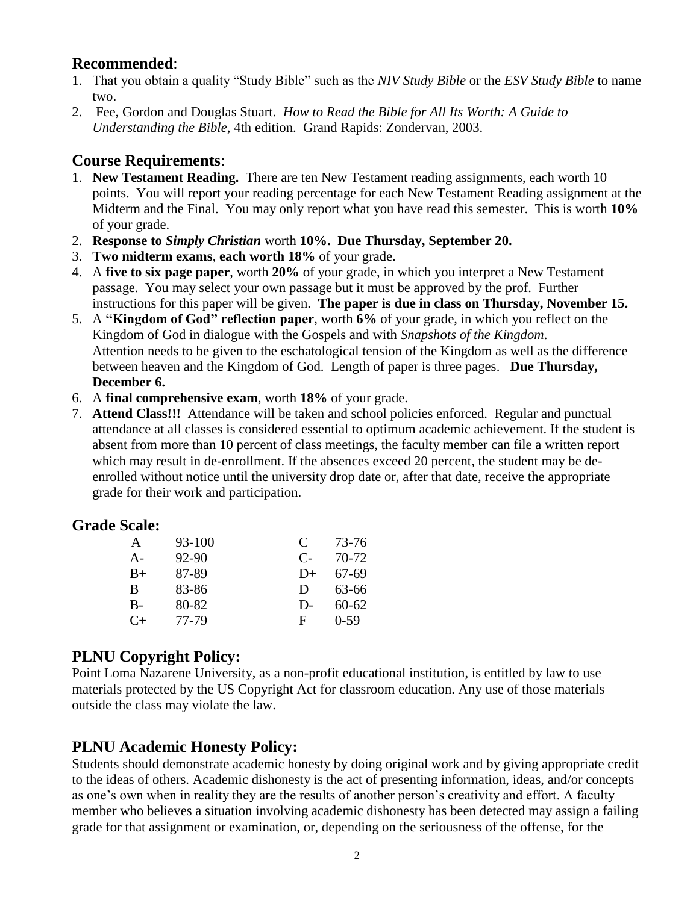## Recommended:

1. That you obtain a quality "Study Bible" such as the *NIV Study Bible* or the *ESV Study Bible* to name two.
2. Fee, Gordon and Douglas Stuart. *How to Read the Bible for All Its Worth: A Guide to Understanding the Bible*, 4th edition. Grand Rapids: Zondervan, 2003.

## Course Requirements:

1. **New Testament Reading.** There are ten New Testament reading assignments, each worth 10 points. You will report your reading percentage for each New Testament Reading assignment at the Midterm and the Final. You may only report what you have read this semester. This is worth **10%** of your grade.
2. **Response to *Simply Christian*** worth **10%. Due Thursday, September 20.**
3. **Two midterm exams**, **each worth 18%** of your grade.
4. A **five to six page paper**, worth **20%** of your grade, in which you interpret a New Testament passage. You may select your own passage but it must be approved by the prof. Further instructions for this paper will be given. **The paper is due in class on Thursday, November 15.**
5. A **"Kingdom of God" reflection paper**, worth **6%** of your grade, in which you reflect on the Kingdom of God in dialogue with the Gospels and with *Snapshots of the Kingdom*. Attention needs to be given to the eschatological tension of the Kingdom as well as the difference between heaven and the Kingdom of God. Length of paper is three pages. **Due Thursday, December 6.**
6. A **final comprehensive exam**, worth **18%** of your grade.
7. **Attend Class!!!** Attendance will be taken and school policies enforced. Regular and punctual attendance at all classes is considered essential to optimum academic achievement. If the student is absent from more than 10 percent of class meetings, the faculty member can file a written report which may result in de-enrollment. If the absences exceed 20 percent, the student may be de-enrolled without notice until the university drop date or, after that date, receive the appropriate grade for their work and participation.

## Grade Scale:

| | | | |
|---|---|---|---|
| A | 93-100 | C | 73-76 |
| A- | 92-90 | C- | 70-72 |
| B+ | 87-89 | D+ | 67-69 |
| B | 83-86 | D | 63-66 |
| B- | 80-82 | D- | 60-62 |
| C+ | 77-79 | F | 0-59 |

## PLNU Copyright Policy:

Point Loma Nazarene University, as a non-profit educational institution, is entitled by law to use materials protected by the US Copyright Act for classroom education. Any use of those materials outside the class may violate the law.

## PLNU Academic Honesty Policy:

Students should demonstrate academic honesty by doing original work and by giving appropriate credit to the ideas of others. Academic <u>dis</u>honesty is the act of presenting information, ideas, and/or concepts as one's own when in reality they are the results of another person's creativity and effort. A faculty member who believes a situation involving academic dishonesty has been detected may assign a failing grade for that assignment or examination, or, depending on the seriousness of the offense, for the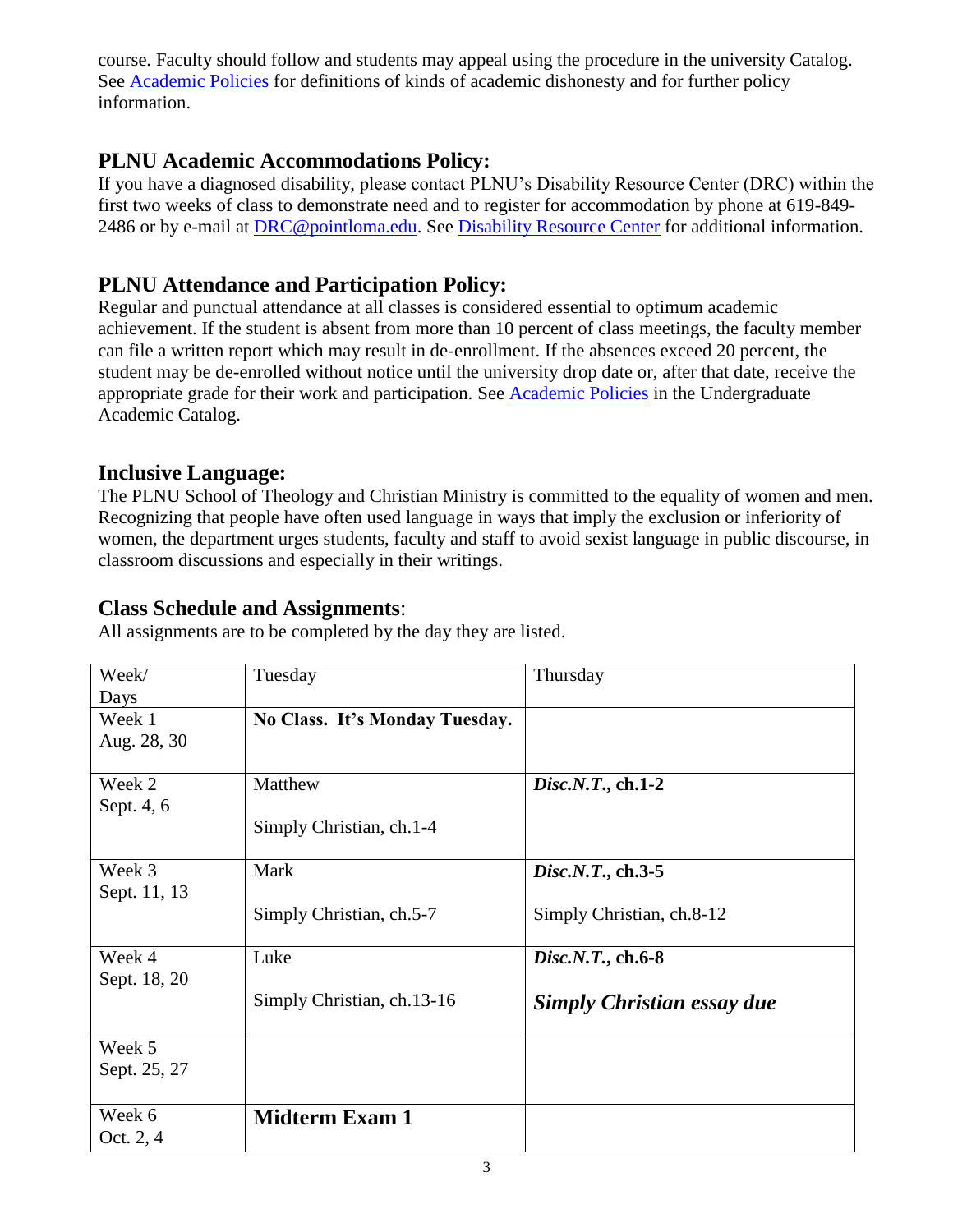course. Faculty should follow and students may appeal using the procedure in the university Catalog. See [Academic Policies] for definitions of kinds of academic dishonesty and for further policy information.

## PLNU Academic Accommodations Policy:

If you have a diagnosed disability, please contact PLNU's Disability Resource Center (DRC) within the first two weeks of class to demonstrate need and to register for accommodation by phone at 619-849-2486 or by e-mail at DRC@pointloma.edu. See Disability Resource Center for additional information.

## PLNU Attendance and Participation Policy:

Regular and punctual attendance at all classes is considered essential to optimum academic achievement. If the student is absent from more than 10 percent of class meetings, the faculty member can file a written report which may result in de-enrollment. If the absences exceed 20 percent, the student may be de-enrolled without notice until the university drop date or, after that date, receive the appropriate grade for their work and participation. See Academic Policies in the Undergraduate Academic Catalog.

## Inclusive Language:

The PLNU School of Theology and Christian Ministry is committed to the equality of women and men. Recognizing that people have often used language in ways that imply the exclusion or inferiority of women, the department urges students, faculty and staff to avoid sexist language in public discourse, in classroom discussions and especially in their writings.

## Class Schedule and Assignments:

All assignments are to be completed by the day they are listed.

| Week/ Days | Tuesday | Thursday |
|---|---|---|
| Week 1 Aug. 28, 30 | **No Class. It's Monday Tuesday.** | |
| Week 2 Sept. 4, 6 | Matthew<br><br>Simply Christian, ch.1-4 | ***Disc.N.T.*, ch.1-2** |
| Week 3 Sept. 11, 13 | Mark<br><br>Simply Christian, ch.5-7 | ***Disc.N.T.*, ch.3-5**<br><br>Simply Christian, ch.8-12 |
| Week 4 Sept. 18, 20 | Luke<br><br>Simply Christian, ch.13-16 | ***Disc.N.T.*, ch.6-8**<br><br>***Simply Christian essay due*** |
| Week 5 Sept. 25, 27 | | |
| Week 6 Oct. 2, 4 | **Midterm Exam 1** | |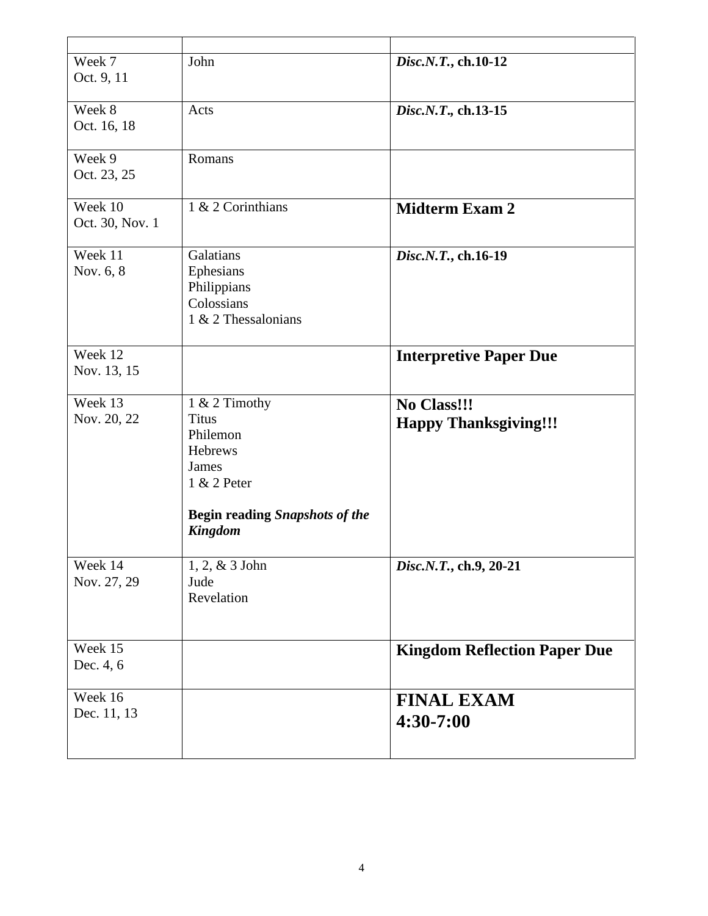| | | |
|---|---|---|
| Week 7<br>Oct. 9, 11 | John | ***Disc.N.T.*, ch.10-12** |
| Week 8<br>Oct. 16, 18 | Acts | ***Disc.N.T.*, ch.13-15** |
| Week 9<br>Oct. 23, 25 | Romans | |
| Week 10<br>Oct. 30, Nov. 1 | 1 & 2 Corinthians | **Midterm Exam 2** |
| Week 11<br>Nov. 6, 8 | Galatians<br>Ephesians<br>Philippians<br>Colossians<br>1 & 2 Thessalonians | ***Disc.N.T.*, ch.16-19** |
| Week 12<br>Nov. 13, 15 | | **Interpretive Paper Due** |
| Week 13<br>Nov. 20, 22 | 1 & 2 Timothy<br>Titus<br>Philemon<br>Hebrews<br>James<br>1 & 2 Peter<br><br>**Begin reading *Snapshots of the Kingdom*** | **No Class!!!<br>Happy Thanksgiving!!!** |
| Week 14<br>Nov. 27, 29 | 1, 2, & 3 John<br>Jude<br>Revelation | ***Disc.N.T.*, ch.9, 20-21** |
| Week 15<br>Dec. 4, 6 | | **Kingdom Reflection Paper Due** |
| Week 16<br>Dec. 11, 13 | | **FINAL EXAM<br>4:30-7:00** |